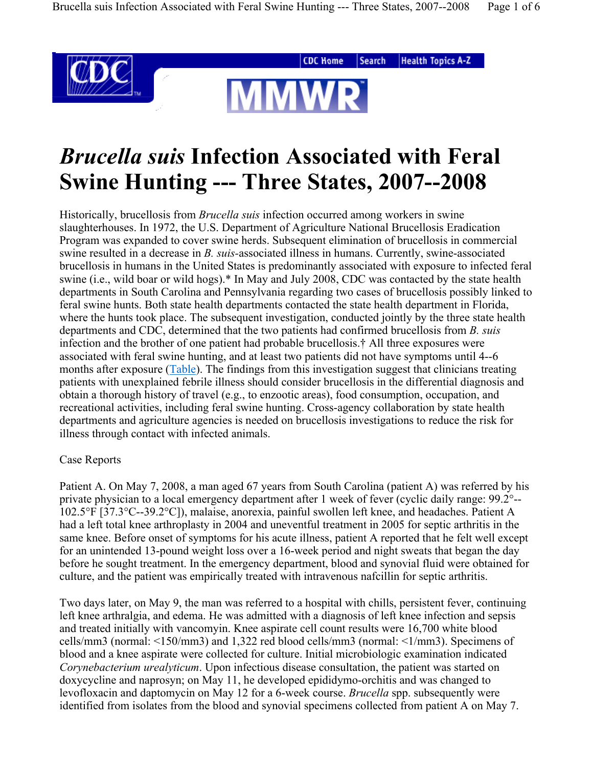# *Brucella suis* Infection Associated with Feral Swine Hunting --- Three States, 2007--2008

Historically, brucellosis from *Brucella suis* infection occurred among workers in swine slaughterhouses. In 1972, the U.S. Department of Agriculture National Brucellosis Eradication Program was expanded to cover swine herds. Subsequent elimination of brucellosis in commercial swine resulted in a decrease in *B. suis*-associated illness in humans. Currently, swine-associated brucellosis in humans in the United States is predominantly associated with exposure to infected feral swine (i.e., wild boar or wild hogs).* In May and July 2008, CDC was contacted by the state health departments in South Carolina and Pennsylvania regarding two cases of brucellosis possibly linked to feral swine hunts. Both state health departments contacted the state health department in Florida, where the hunts took place. The subsequent investigation, conducted jointly by the three state health departments and CDC, determined that the two patients had confirmed brucellosis from *B. suis* infection and the brother of one patient had probable brucellosis.† All three exposures were associated with feral swine hunting, and at least two patients did not have symptoms until 4--6 months after exposure (Table). The findings from this investigation suggest that clinicians treating patients with unexplained febrile illness should consider brucellosis in the differential diagnosis and obtain a thorough history of travel (e.g., to enzootic areas), food consumption, occupation, and recreational activities, including feral swine hunting. Cross-agency collaboration by state health departments and agriculture agencies is needed on brucellosis investigations to reduce the risk for illness through contact with infected animals.

Case Reports

Patient A. On May 7, 2008, a man aged 67 years from South Carolina (patient A) was referred by his private physician to a local emergency department after 1 week of fever (cyclic daily range: 99.2°--102.5°F [37.3°C--39.2°C]), malaise, anorexia, painful swollen left knee, and headaches. Patient A had a left total knee arthroplasty in 2004 and uneventful treatment in 2005 for septic arthritis in the same knee. Before onset of symptoms for his acute illness, patient A reported that he felt well except for an unintended 13-pound weight loss over a 16-week period and night sweats that began the day before he sought treatment. In the emergency department, blood and synovial fluid were obtained for culture, and the patient was empirically treated with intravenous nafcillin for septic arthritis.

Two days later, on May 9, the man was referred to a hospital with chills, persistent fever, continuing left knee arthralgia, and edema. He was admitted with a diagnosis of left knee infection and sepsis and treated initially with vancomyin. Knee aspirate cell count results were 16,700 white blood cells/mm3 (normal: <150/mm3) and 1,322 red blood cells/mm3 (normal: <1/mm3). Specimens of blood and a knee aspirate were collected for culture. Initial microbiologic examination indicated *Corynebacterium urealyticum*. Upon infectious disease consultation, the patient was started on doxycycline and naprosyn; on May 11, he developed epididymo-orchitis and was changed to levofloxacin and daptomycin on May 12 for a 6-week course. *Brucella* spp. subsequently were identified from isolates from the blood and synovial specimens collected from patient A on May 7.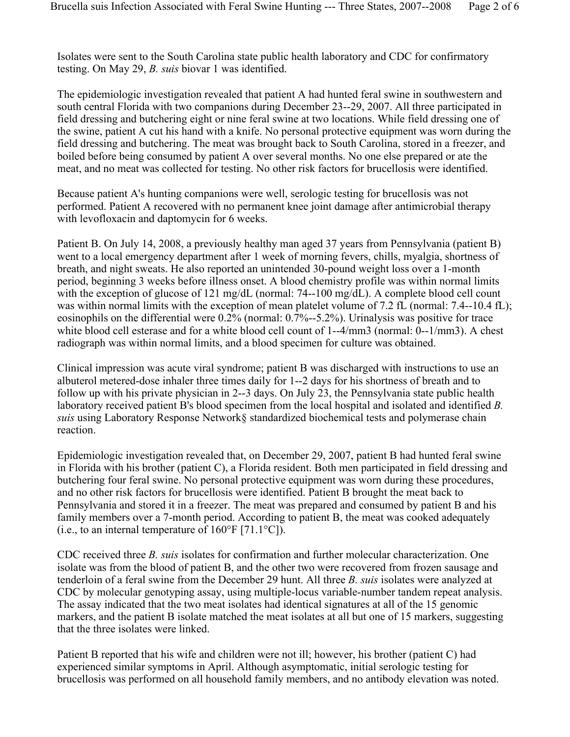Isolates were sent to the South Carolina state public health laboratory and CDC for confirmatory testing. On May 29, *B. suis* biovar 1 was identified.

The epidemiologic investigation revealed that patient A had hunted feral swine in southwestern and south central Florida with two companions during December 23--29, 2007. All three participated in field dressing and butchering eight or nine feral swine at two locations. While field dressing one of the swine, patient A cut his hand with a knife. No personal protective equipment was worn during the field dressing and butchering. The meat was brought back to South Carolina, stored in a freezer, and boiled before being consumed by patient A over several months. No one else prepared or ate the meat, and no meat was collected for testing. No other risk factors for brucellosis were identified.

Because patient A's hunting companions were well, serologic testing for brucellosis was not performed. Patient A recovered with no permanent knee joint damage after antimicrobial therapy with levofloxacin and daptomycin for 6 weeks.

Patient B. On July 14, 2008, a previously healthy man aged 37 years from Pennsylvania (patient B) went to a local emergency department after 1 week of morning fevers, chills, myalgia, shortness of breath, and night sweats. He also reported an unintended 30-pound weight loss over a 1-month period, beginning 3 weeks before illness onset. A blood chemistry profile was within normal limits with the exception of glucose of 121 mg/dL (normal: 74--100 mg/dL). A complete blood cell count was within normal limits with the exception of mean platelet volume of 7.2 fL (normal: 7.4--10.4 fL); eosinophils on the differential were 0.2% (normal: 0.7%--5.2%). Urinalysis was positive for trace white blood cell esterase and for a white blood cell count of 1--4/mm3 (normal: 0--1/mm3). A chest radiograph was within normal limits, and a blood specimen for culture was obtained.

Clinical impression was acute viral syndrome; patient B was discharged with instructions to use an albuterol metered-dose inhaler three times daily for 1--2 days for his shortness of breath and to follow up with his private physician in 2--3 days. On July 23, the Pennsylvania state public health laboratory received patient B's blood specimen from the local hospital and isolated and identified *B. suis* using Laboratory Response Network§ standardized biochemical tests and polymerase chain reaction.

Epidemiologic investigation revealed that, on December 29, 2007, patient B had hunted feral swine in Florida with his brother (patient C), a Florida resident. Both men participated in field dressing and butchering four feral swine. No personal protective equipment was worn during these procedures, and no other risk factors for brucellosis were identified. Patient B brought the meat back to Pennsylvania and stored it in a freezer. The meat was prepared and consumed by patient B and his family members over a 7-month period. According to patient B, the meat was cooked adequately (i.e., to an internal temperature of 160°F [71.1°C]).

CDC received three *B. suis* isolates for confirmation and further molecular characterization. One isolate was from the blood of patient B, and the other two were recovered from frozen sausage and tenderloin of a feral swine from the December 29 hunt. All three *B. suis* isolates were analyzed at CDC by molecular genotyping assay, using multiple-locus variable-number tandem repeat analysis. The assay indicated that the two meat isolates had identical signatures at all of the 15 genomic markers, and the patient B isolate matched the meat isolates at all but one of 15 markers, suggesting that the three isolates were linked.

Patient B reported that his wife and children were not ill; however, his brother (patient C) had experienced similar symptoms in April. Although asymptomatic, initial serologic testing for brucellosis was performed on all household family members, and no antibody elevation was noted.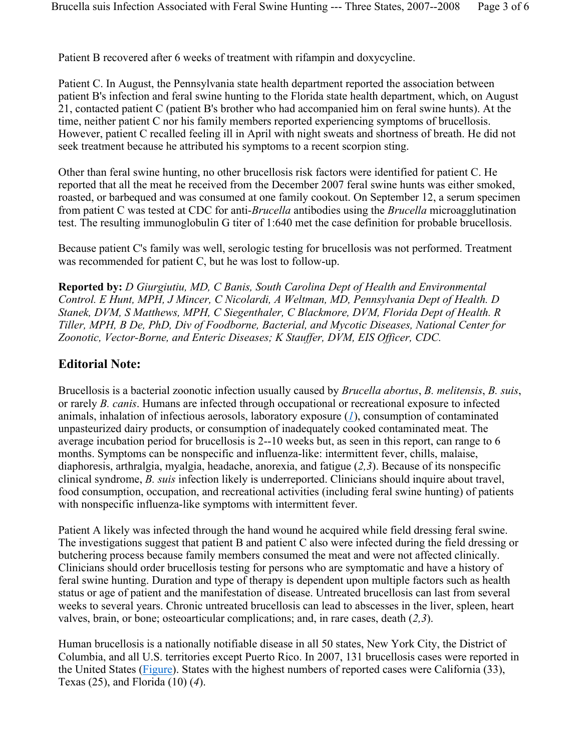Patient B recovered after 6 weeks of treatment with rifampin and doxycycline.

Patient C. In August, the Pennsylvania state health department reported the association between patient B's infection and feral swine hunting to the Florida state health department, which, on August 21, contacted patient C (patient B's brother who had accompanied him on feral swine hunts). At the time, neither patient C nor his family members reported experiencing symptoms of brucellosis. However, patient C recalled feeling ill in April with night sweats and shortness of breath. He did not seek treatment because he attributed his symptoms to a recent scorpion sting.

Other than feral swine hunting, no other brucellosis risk factors were identified for patient C. He reported that all the meat he received from the December 2007 feral swine hunts was either smoked, roasted, or barbequed and was consumed at one family cookout. On September 12, a serum specimen from patient C was tested at CDC for anti-*Brucella* antibodies using the *Brucella* microagglutination test. The resulting immunoglobulin G titer of 1:640 met the case definition for probable brucellosis.

Because patient C's family was well, serologic testing for brucellosis was not performed. Treatment was recommended for patient C, but he was lost to follow-up.

**Reported by:** *D Giurgiutiu, MD, C Banis, South Carolina Dept of Health and Environmental Control. E Hunt, MPH, J Mincer, C Nicolardi, A Weltman, MD, Pennsylvania Dept of Health. D Stanek, DVM, S Matthews, MPH, C Siegenthaler, C Blackmore, DVM, Florida Dept of Health. R Tiller, MPH, B De, PhD, Div of Foodborne, Bacterial, and Mycotic Diseases, National Center for Zoonotic, Vector-Borne, and Enteric Diseases; K Stauffer, DVM, EIS Officer, CDC.*

## Editorial Note:

Brucellosis is a bacterial zoonotic infection usually caused by *Brucella abortus*, *B. melitensis*, *B. suis*, or rarely *B. canis*. Humans are infected through occupational or recreational exposure to infected animals, inhalation of infectious aerosols, laboratory exposure (*1*), consumption of contaminated unpasteurized dairy products, or consumption of inadequately cooked contaminated meat. The average incubation period for brucellosis is 2--10 weeks but, as seen in this report, can range to 6 months. Symptoms can be nonspecific and influenza-like: intermittent fever, chills, malaise, diaphoresis, arthralgia, myalgia, headache, anorexia, and fatigue (*2,3*). Because of its nonspecific clinical syndrome, *B. suis* infection likely is underreported. Clinicians should inquire about travel, food consumption, occupation, and recreational activities (including feral swine hunting) of patients with nonspecific influenza-like symptoms with intermittent fever.

Patient A likely was infected through the hand wound he acquired while field dressing feral swine. The investigations suggest that patient B and patient C also were infected during the field dressing or butchering process because family members consumed the meat and were not affected clinically. Clinicians should order brucellosis testing for persons who are symptomatic and have a history of feral swine hunting. Duration and type of therapy is dependent upon multiple factors such as health status or age of patient and the manifestation of disease. Untreated brucellosis can last from several weeks to several years. Chronic untreated brucellosis can lead to abscesses in the liver, spleen, heart valves, brain, or bone; osteoarticular complications; and, in rare cases, death (*2,3*).

Human brucellosis is a nationally notifiable disease in all 50 states, New York City, the District of Columbia, and all U.S. territories except Puerto Rico. In 2007, 131 brucellosis cases were reported in the United States (Figure). States with the highest numbers of reported cases were California (33), Texas (25), and Florida (10) (*4*).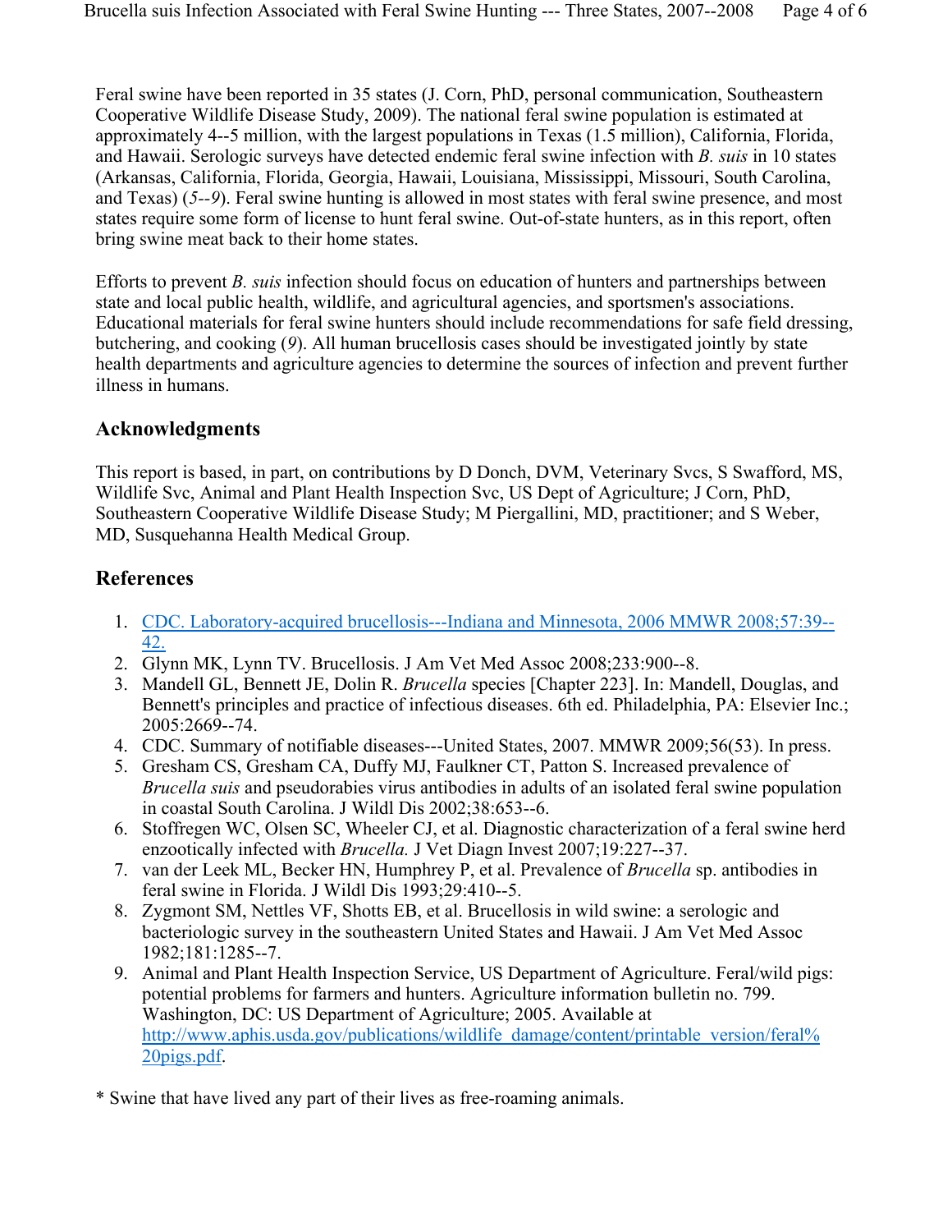Feral swine have been reported in 35 states (J. Corn, PhD, personal communication, Southeastern Cooperative Wildlife Disease Study, 2009). The national feral swine population is estimated at approximately 4--5 million, with the largest populations in Texas (1.5 million), California, Florida, and Hawaii. Serologic surveys have detected endemic feral swine infection with *B. suis* in 10 states (Arkansas, California, Florida, Georgia, Hawaii, Louisiana, Mississippi, Missouri, South Carolina, and Texas) (*5--9*). Feral swine hunting is allowed in most states with feral swine presence, and most states require some form of license to hunt feral swine. Out-of-state hunters, as in this report, often bring swine meat back to their home states.

Efforts to prevent *B. suis* infection should focus on education of hunters and partnerships between state and local public health, wildlife, and agricultural agencies, and sportsmen's associations. Educational materials for feral swine hunters should include recommendations for safe field dressing, butchering, and cooking (*9*). All human brucellosis cases should be investigated jointly by state health departments and agriculture agencies to determine the sources of infection and prevent further illness in humans.

## Acknowledgments

This report is based, in part, on contributions by D Donch, DVM, Veterinary Svcs, S Swafford, MS, Wildlife Svc, Animal and Plant Health Inspection Svc, US Dept of Agriculture; J Corn, PhD, Southeastern Cooperative Wildlife Disease Study; M Piergallini, MD, practitioner; and S Weber, MD, Susquehanna Health Medical Group.

## References

1. CDC. Laboratory-acquired brucellosis---Indiana and Minnesota, 2006 MMWR 2008;57:39--42.
2. Glynn MK, Lynn TV. Brucellosis. J Am Vet Med Assoc 2008;233:900--8.
3. Mandell GL, Bennett JE, Dolin R. *Brucella* species [Chapter 223]. In: Mandell, Douglas, and Bennett's principles and practice of infectious diseases. 6th ed. Philadelphia, PA: Elsevier Inc.; 2005:2669--74.
4. CDC. Summary of notifiable diseases---United States, 2007. MMWR 2009;56(53). In press.
5. Gresham CS, Gresham CA, Duffy MJ, Faulkner CT, Patton S. Increased prevalence of *Brucella suis* and pseudorabies virus antibodies in adults of an isolated feral swine population in coastal South Carolina. J Wildl Dis 2002;38:653--6.
6. Stoffregen WC, Olsen SC, Wheeler CJ, et al. Diagnostic characterization of a feral swine herd enzootically infected with *Brucella.* J Vet Diagn Invest 2007;19:227--37.
7. van der Leek ML, Becker HN, Humphrey P, et al. Prevalence of *Brucella* sp. antibodies in feral swine in Florida. J Wildl Dis 1993;29:410--5.
8. Zygmont SM, Nettles VF, Shotts EB, et al. Brucellosis in wild swine: a serologic and bacteriologic survey in the southeastern United States and Hawaii. J Am Vet Med Assoc 1982;181:1285--7.
9. Animal and Plant Health Inspection Service, US Department of Agriculture. Feral/wild pigs: potential problems for farmers and hunters. Agriculture information bulletin no. 799. Washington, DC: US Department of Agriculture; 2005. Available at http://www.aphis.usda.gov/publications/wildlife_damage/content/printable_version/feral%20pigs.pdf.

* Swine that have lived any part of their lives as free-roaming animals.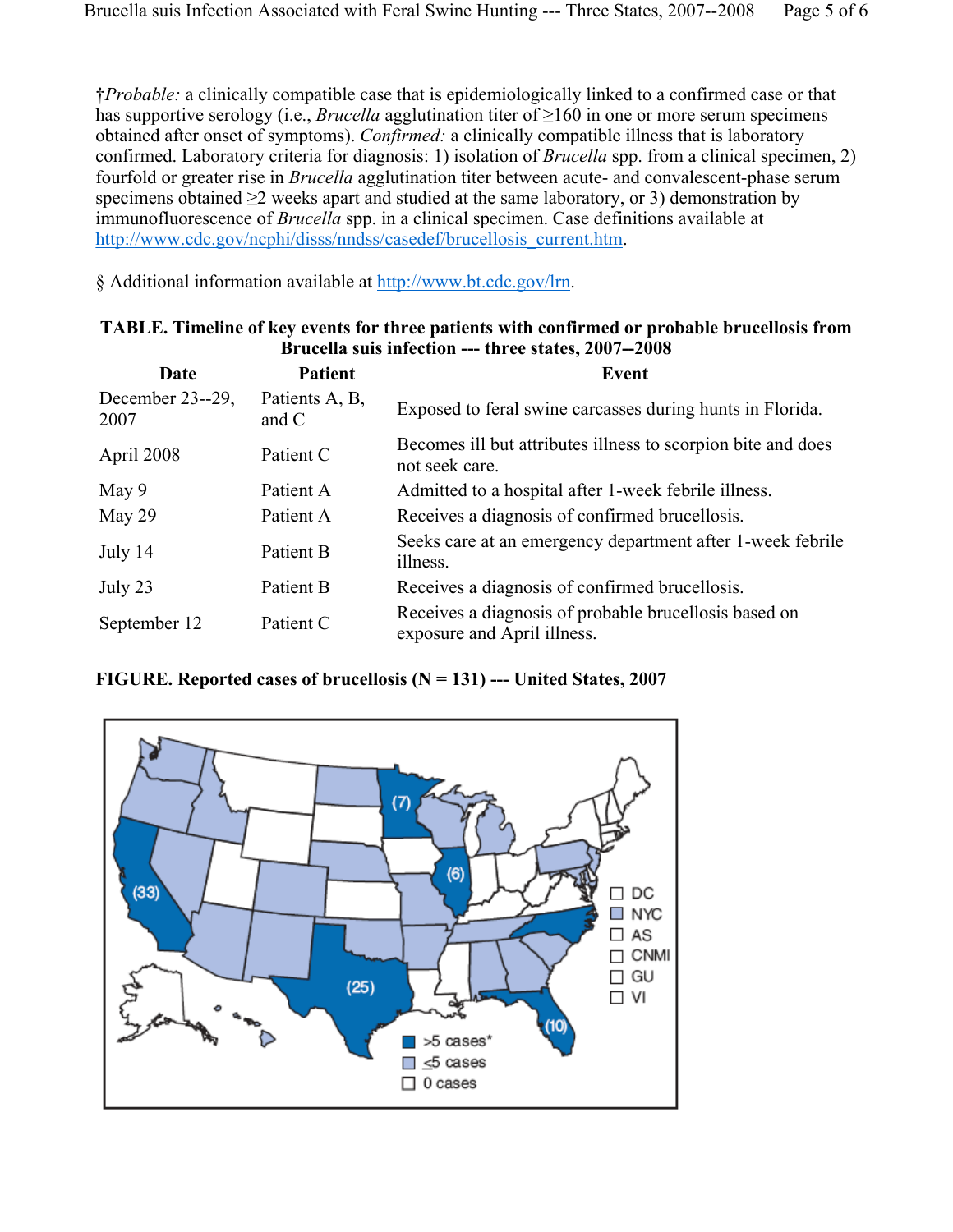†*Probable:* a clinically compatible case that is epidemiologically linked to a confirmed case or that has supportive serology (i.e., *Brucella* agglutination titer of ≥160 in one or more serum specimens obtained after onset of symptoms). *Confirmed:* a clinically compatible illness that is laboratory confirmed. Laboratory criteria for diagnosis: 1) isolation of *Brucella* spp. from a clinical specimen, 2) fourfold or greater rise in *Brucella* agglutination titer between acute- and convalescent-phase serum specimens obtained ≥2 weeks apart and studied at the same laboratory, or 3) demonstration by immunofluorescence of *Brucella* spp. in a clinical specimen. Case definitions available at http://www.cdc.gov/ncphi/disss/nndss/casedef/brucellosis_current.htm.

§ Additional information available at http://www.bt.cdc.gov/lrn.

**TABLE. Timeline of key events for three patients with confirmed or probable brucellosis from Brucella suis infection --- three states, 2007--2008**

| Date | Patient | Event |
|---|---|---|
| December 23--29, 2007 | Patients A, B, and C | Exposed to feral swine carcasses during hunts in Florida. |
| April 2008 | Patient C | Becomes ill but attributes illness to scorpion bite and does not seek care. |
| May 9 | Patient A | Admitted to a hospital after 1-week febrile illness. |
| May 29 | Patient A | Receives a diagnosis of confirmed brucellosis. |
| July 14 | Patient B | Seeks care at an emergency department after 1-week febrile illness. |
| July 23 | Patient B | Receives a diagnosis of confirmed brucellosis. |
| September 12 | Patient C | Receives a diagnosis of probable brucellosis based on exposure and April illness. |

**FIGURE. Reported cases of brucellosis (N = 131) --- United States, 2007**

(33) (25) (10) (7) (6)

DC
NYC
AS
CNMI
GU
VI

>5 cases*
≤5 cases
0 cases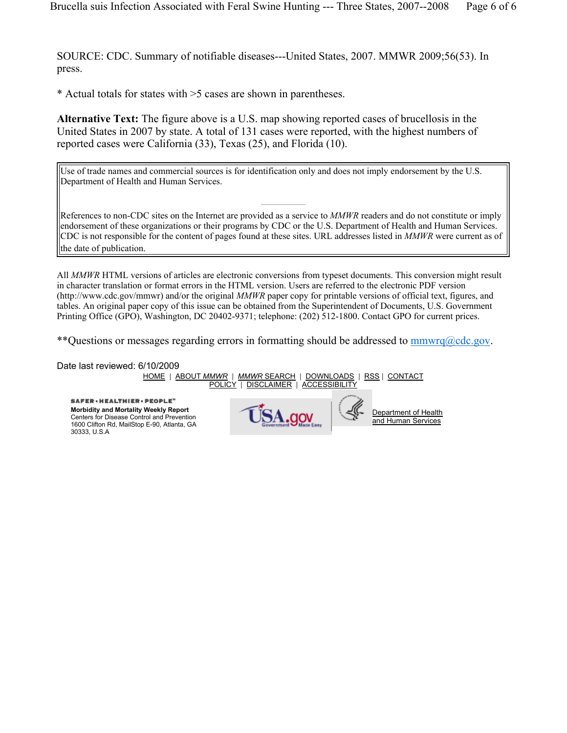SOURCE: CDC. Summary of notifiable diseases---United States, 2007. MMWR 2009;56(53). In press.

* Actual totals for states with >5 cases are shown in parentheses.

**Alternative Text:** The figure above is a U.S. map showing reported cases of brucellosis in the United States in 2007 by state. A total of 131 cases were reported, with the highest numbers of reported cases were California (33), Texas (25), and Florida (10).

---

Use of trade names and commercial sources is for identification only and does not imply endorsement by the U.S. Department of Health and Human Services.

References to non-CDC sites on the Internet are provided as a service to *MMWR* readers and do not constitute or imply endorsement of these organizations or their programs by CDC or the U.S. Department of Health and Human Services. CDC is not responsible for the content of pages found at these sites. URL addresses listed in *MMWR* were current as of the date of publication.

---

All *MMWR* HTML versions of articles are electronic conversions from typeset documents. This conversion might result in character translation or format errors in the HTML version. Users are referred to the electronic PDF version (http://www.cdc.gov/mmwr) and/or the original *MMWR* paper copy for printable versions of official text, figures, and tables. An original paper copy of this issue can be obtained from the Superintendent of Documents, U.S. Government Printing Office (GPO), Washington, DC 20402-9371; telephone: (202) 512-1800. Contact GPO for current prices.

**Questions or messages regarding errors in formatting should be addressed to mmwrq@cdc.gov.

Date last reviewed: 6/10/2009

HOME | ABOUT *MMWR* | *MMWR* SEARCH | DOWNLOADS | RSS | CONTACT
POLICY | DISCLAIMER | ACCESSIBILITY

SAFER • HEALTHIER • PEOPLE™
**Morbidity and Mortality Weekly Report**
Centers for Disease Control and Prevention
1600 Clifton Rd, MailStop E-90, Atlanta, GA 30333, U.S.A

USA.gov Government Made Easy

Department of Health and Human Services